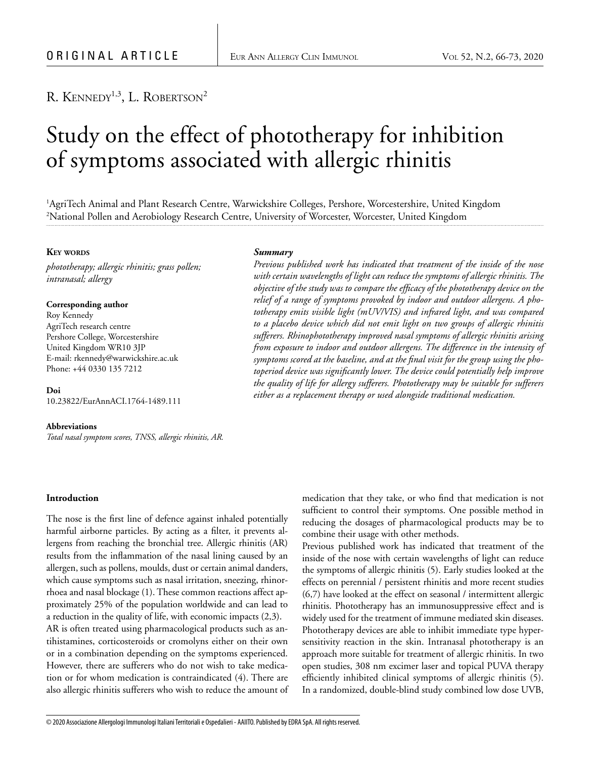ORIGINAL ARTICLE

R. Kennedy[1,3], L. Robertson[2]

# Study on the effect of phototherapy for inhibition of symptoms associated with allergic rhinitis

[1]AgriTech Animal and Plant Research Centre, Warwickshire Colleges, Pershore, Worcestershire, United Kingdom
[2]National Pollen and Aerobiology Research Centre, University of Worcester, Worcester, United Kingdom

**Key words**

*phototherapy; allergic rhinitis; grass pollen; intranasal; allergy*

**Corresponding author**

Roy Kennedy
AgriTech research centre
Pershore College, Worcestershire
United Kingdom WR10 3JP
E-mail: rkennedy@warwickshire.ac.uk
Phone: +44 0330 135 7212

**Doi**

10.23822/EurAnnACI.1764-1489.111

**Abbreviations**

*Total nasal symptom scores, TNSS, allergic rhinitis, AR.*

***Summary***

*Previous published work has indicated that treatment of the inside of the nose with certain wavelengths of light can reduce the symptoms of allergic rhinitis. The objective of the study was to compare the efficacy of the phototherapy device on the relief of a range of symptoms provoked by indoor and outdoor allergens. A phototherapy emits visible light (mUV/VIS) and infrared light, and was compared to a placebo device which did not emit light on two groups of allergic rhinitis sufferers. Rhinophototherapy improved nasal symptoms of allergic rhinitis arising from exposure to indoor and outdoor allergens. The difference in the intensity of symptoms scored at the baseline, and at the final visit for the group using the photoperiod device was significantly lower. The device could potentially help improve the quality of life for allergy sufferers. Phototherapy may be suitable for sufferers either as a replacement therapy or used alongside traditional medication.*

## Introduction

The nose is the first line of defence against inhaled potentially harmful airborne particles. By acting as a filter, it prevents allergens from reaching the bronchial tree. Allergic rhinitis (AR) results from the inflammation of the nasal lining caused by an allergen, such as pollens, moulds, dust or certain animal danders, which cause symptoms such as nasal irritation, sneezing, rhinorrhoea and nasal blockage (1). These common reactions affect approximately 25% of the population worldwide and can lead to a reduction in the quality of life, with economic impacts (2,3).

AR is often treated using pharmacological products such as antihistamines, corticosteroids or cromolyns either on their own or in a combination depending on the symptoms experienced. However, there are sufferers who do not wish to take medication or for whom medication is contraindicated (4). There are also allergic rhinitis sufferers who wish to reduce the amount of medication that they take, or who find that medication is not sufficient to control their symptoms. One possible method in reducing the dosages of pharmacological products may be to combine their usage with other methods.

Previous published work has indicated that treatment of the inside of the nose with certain wavelengths of light can reduce the symptoms of allergic rhinitis (5). Early studies looked at the effects on perennial / persistent rhinitis and more recent studies (6,7) have looked at the effect on seasonal / intermittent allergic rhinitis. Phototherapy has an immunosuppressive effect and is widely used for the treatment of immune mediated skin diseases. Phototherapy devices are able to inhibit immediate type hypersensitivity reaction in the skin. Intranasal phototherapy is an approach more suitable for treatment of allergic rhinitis. In two open studies, 308 nm excimer laser and topical PUVA therapy efficiently inhibited clinical symptoms of allergic rhinitis (5). In a randomized, double-blind study combined low dose UVB,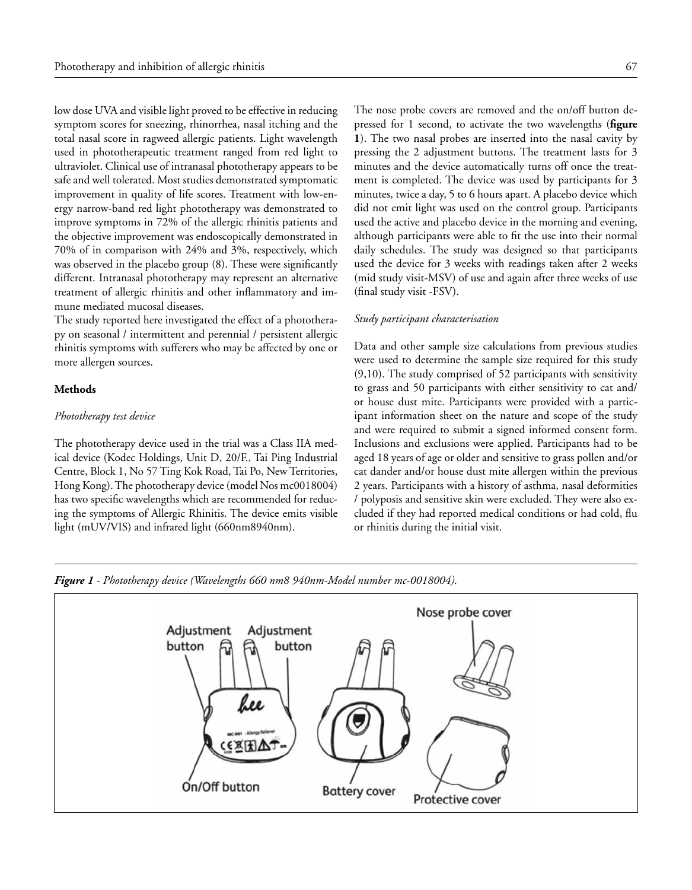low dose UVA and visible light proved to be effective in reducing symptom scores for sneezing, rhinorrhea, nasal itching and the total nasal score in ragweed allergic patients. Light wavelength used in phototherapeutic treatment ranged from red light to ultraviolet. Clinical use of intranasal phototherapy appears to be safe and well tolerated. Most studies demonstrated symptomatic improvement in quality of life scores. Treatment with low-energy narrow-band red light phototherapy was demonstrated to improve symptoms in 72% of the allergic rhinitis patients and the objective improvement was endoscopically demonstrated in 70% of in comparison with 24% and 3%, respectively, which was observed in the placebo group (8). These were significantly different. Intranasal phototherapy may represent an alternative treatment of allergic rhinitis and other inflammatory and immune mediated mucosal diseases.

The study reported here investigated the effect of a phototherapy on seasonal / intermittent and perennial / persistent allergic rhinitis symptoms with sufferers who may be affected by one or more allergen sources.

## Methods

### *Phototherapy test device*

The phototherapy device used in the trial was a Class IIA medical device (Kodec Holdings, Unit D, 20/F., Tai Ping Industrial Centre, Block 1, No 57 Ting Kok Road, Tai Po, New Territories, Hong Kong). The phototherapy device (model Nos mc0018004) has two specific wavelengths which are recommended for reducing the symptoms of Allergic Rhinitis. The device emits visible light (mUV/VIS) and infrared light (660nm8940nm).

The nose probe covers are removed and the on/off button depressed for 1 second, to activate the two wavelengths (**figure 1**). The two nasal probes are inserted into the nasal cavity by pressing the 2 adjustment buttons. The treatment lasts for 3 minutes and the device automatically turns off once the treatment is completed. The device was used by participants for 3 minutes, twice a day, 5 to 6 hours apart. A placebo device which did not emit light was used on the control group. Participants used the active and placebo device in the morning and evening, although participants were able to fit the use into their normal daily schedules. The study was designed so that participants used the device for 3 weeks with readings taken after 2 weeks (mid study visit-MSV) of use and again after three weeks of use (final study visit -FSV).

### *Study participant characterisation*

Data and other sample size calculations from previous studies were used to determine the sample size required for this study (9,10). The study comprised of 52 participants with sensitivity to grass and 50 participants with either sensitivity to cat and/ or house dust mite. Participants were provided with a participant information sheet on the nature and scope of the study and were required to submit a signed informed consent form. Inclusions and exclusions were applied. Participants had to be aged 18 years of age or older and sensitive to grass pollen and/or cat dander and/or house dust mite allergen within the previous 2 years. Participants with a history of asthma, nasal deformities / polyposis and sensitive skin were excluded. They were also excluded if they had reported medical conditions or had cold, flu or rhinitis during the initial visit.

***Figure 1*** *- Phototherapy device (Wavelengths 660 nm8 940nm-Model number mc-0018004).*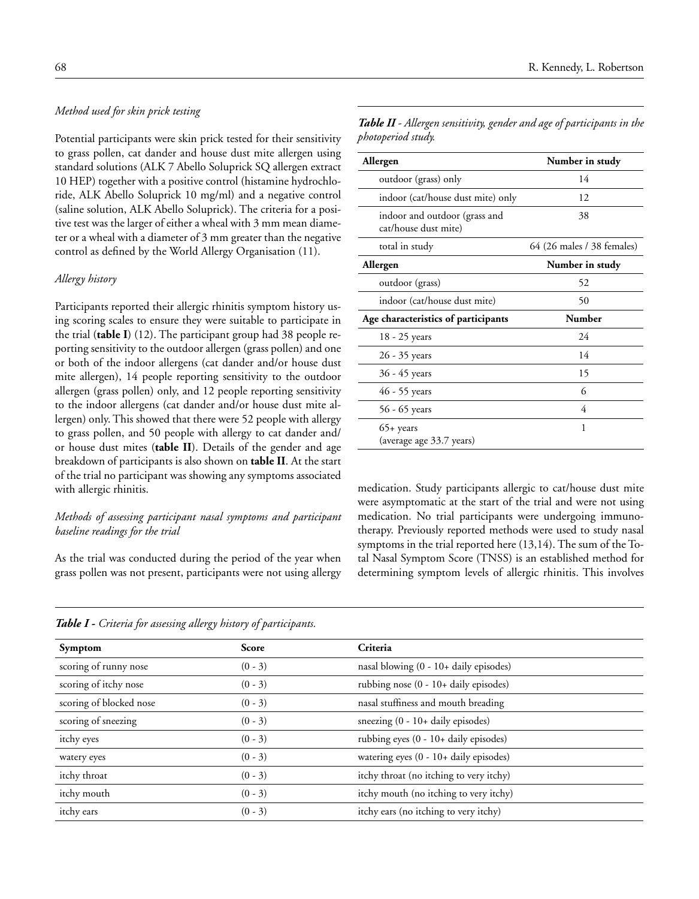*Method used for skin prick testing*

Potential participants were skin prick tested for their sensitivity to grass pollen, cat dander and house dust mite allergen using standard solutions (ALK 7 Abello Soluprick SQ allergen extract 10 HEP) together with a positive control (histamine hydrochloride, ALK Abello Soluprick 10 mg/ml) and a negative control (saline solution, ALK Abello Soluprick). The criteria for a positive test was the larger of either a wheal with 3 mm mean diameter or a wheal with a diameter of 3 mm greater than the negative control as defined by the World Allergy Organisation (11).

*Allergy history*

Participants reported their allergic rhinitis symptom history using scoring scales to ensure they were suitable to participate in the trial (**table I**) (12). The participant group had 38 people reporting sensitivity to the outdoor allergen (grass pollen) and one or both of the indoor allergens (cat dander and/or house dust mite allergen), 14 people reporting sensitivity to the outdoor allergen (grass pollen) only, and 12 people reporting sensitivity to the indoor allergens (cat dander and/or house dust mite allergen) only. This showed that there were 52 people with allergy to grass pollen, and 50 people with allergy to cat dander and/or house dust mites (**table II**). Details of the gender and age breakdown of participants is also shown on **table II**. At the start of the trial no participant was showing any symptoms associated with allergic rhinitis.

*Methods of assessing participant nasal symptoms and participant baseline readings for the trial*

As the trial was conducted during the period of the year when grass pollen was not present, participants were not using allergy medication. Study participants allergic to cat/house dust mite were asymptomatic at the start of the trial and were not using medication. No trial participants were undergoing immunotherapy. Previously reported methods were used to study nasal symptoms in the trial reported here (13,14). The sum of the Total Nasal Symptom Score (TNSS) is an established method for determining symptom levels of allergic rhinitis. This involves

***Table II** - Allergen sensitivity, gender and age of participants in the photoperiod study.*

| Allergen | Number in study |
|---|---|
| outdoor (grass) only | 14 |
| indoor (cat/house dust mite) only | 12 |
| indoor and outdoor (grass and cat/house dust mite) | 38 |
| total in study | 64 (26 males / 38 females) |
| **Allergen** | **Number in study** |
| outdoor (grass) | 52 |
| indoor (cat/house dust mite) | 50 |
| **Age characteristics of participants** | **Number** |
| 18 - 25 years | 24 |
| 26 - 35 years | 14 |
| 36 - 45 years | 15 |
| 46 - 55 years | 6 |
| 56 - 65 years | 4 |
| 65+ years (average age 33.7 years) | 1 |

***Table I** - Criteria for assessing allergy history of participants.*

| Symptom | Score | Criteria |
|---|---|---|
| scoring of runny nose | (0 - 3) | nasal blowing (0 - 10+ daily episodes) |
| scoring of itchy nose | (0 - 3) | rubbing nose (0 - 10+ daily episodes) |
| scoring of blocked nose | (0 - 3) | nasal stuffiness and mouth breading |
| scoring of sneezing | (0 - 3) | sneezing (0 - 10+ daily episodes) |
| itchy eyes | (0 - 3) | rubbing eyes (0 - 10+ daily episodes) |
| watery eyes | (0 - 3) | watering eyes (0 - 10+ daily episodes) |
| itchy throat | (0 - 3) | itchy throat (no itching to very itchy) |
| itchy mouth | (0 - 3) | itchy mouth (no itching to very itchy) |
| itchy ears | (0 - 3) | itchy ears (no itching to very itchy) |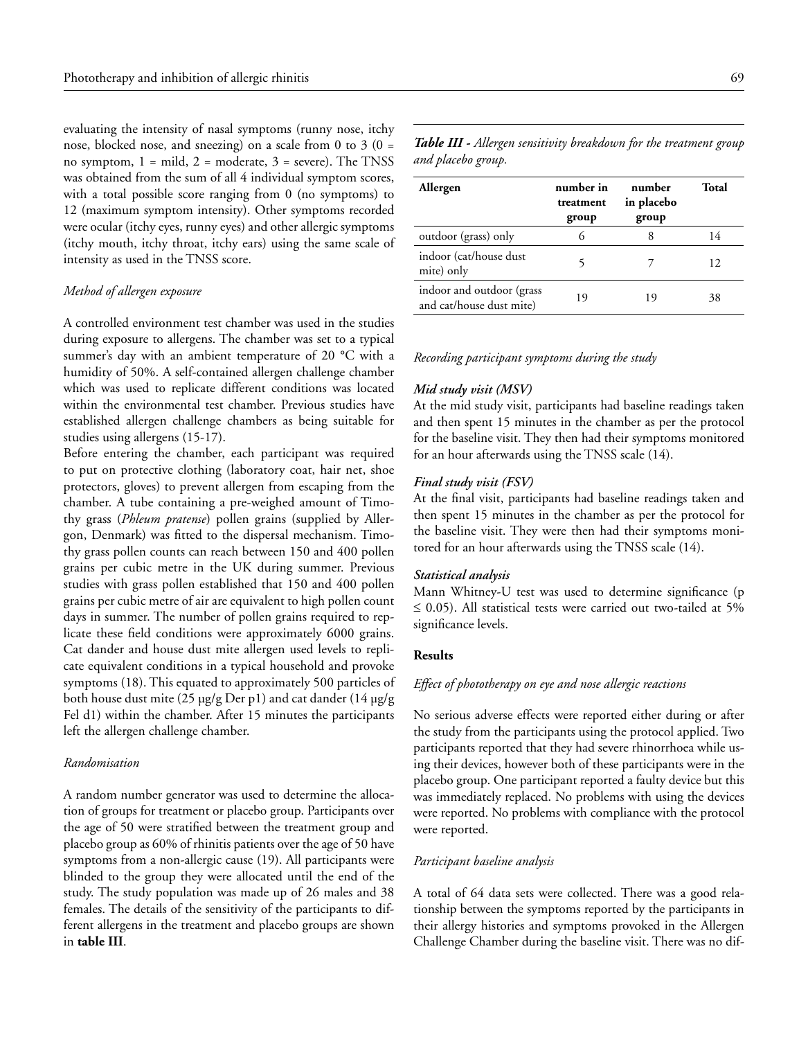evaluating the intensity of nasal symptoms (runny nose, itchy nose, blocked nose, and sneezing) on a scale from 0 to 3 (0 = no symptom, 1 = mild, 2 = moderate, 3 = severe). The TNSS was obtained from the sum of all 4 individual symptom scores, with a total possible score ranging from 0 (no symptoms) to 12 (maximum symptom intensity). Other symptoms recorded were ocular (itchy eyes, runny eyes) and other allergic symptoms (itchy mouth, itchy throat, itchy ears) using the same scale of intensity as used in the TNSS score.

### *Method of allergen exposure*

A controlled environment test chamber was used in the studies during exposure to allergens. The chamber was set to a typical summer's day with an ambient temperature of 20 °C with a humidity of 50%. A self-contained allergen challenge chamber which was used to replicate different conditions was located within the environmental test chamber. Previous studies have established allergen challenge chambers as being suitable for studies using allergens (15-17).

Before entering the chamber, each participant was required to put on protective clothing (laboratory coat, hair net, shoe protectors, gloves) to prevent allergen from escaping from the chamber. A tube containing a pre-weighed amount of Timothy grass (*Phleum pratense*) pollen grains (supplied by Allergon, Denmark) was fitted to the dispersal mechanism. Timothy grass pollen counts can reach between 150 and 400 pollen grains per cubic metre in the UK during summer. Previous studies with grass pollen established that 150 and 400 pollen grains per cubic metre of air are equivalent to high pollen count days in summer. The number of pollen grains required to replicate these field conditions were approximately 6000 grains. Cat dander and house dust mite allergen used levels to replicate equivalent conditions in a typical household and provoke symptoms (18). This equated to approximately 500 particles of both house dust mite (25 μg/g Der p1) and cat dander (14 μg/g Fel d1) within the chamber. After 15 minutes the participants left the allergen challenge chamber.

### *Randomisation*

A random number generator was used to determine the allocation of groups for treatment or placebo group. Participants over the age of 50 were stratified between the treatment group and placebo group as 60% of rhinitis patients over the age of 50 have symptoms from a non-allergic cause (19). All participants were blinded to the group they were allocated until the end of the study. The study population was made up of 26 males and 38 females. The details of the sensitivity of the participants to different allergens in the treatment and placebo groups are shown in **table III**.

***Table III*** *- Allergen sensitivity breakdown for the treatment group and placebo group.*

| Allergen | number in treatment group | number in placebo group | Total |
|---|---|---|---|
| outdoor (grass) only | 6 | 8 | 14 |
| indoor (cat/house dust mite) only | 5 | 7 | 12 |
| indoor and outdoor (grass and cat/house dust mite) | 19 | 19 | 38 |

### *Recording participant symptoms during the study*

#### ***Mid study visit (MSV)***

At the mid study visit, participants had baseline readings taken and then spent 15 minutes in the chamber as per the protocol for the baseline visit. They then had their symptoms monitored for an hour afterwards using the TNSS scale (14).

#### ***Final study visit (FSV)***

At the final visit, participants had baseline readings taken and then spent 15 minutes in the chamber as per the protocol for the baseline visit. They were then had their symptoms monitored for an hour afterwards using the TNSS scale (14).

#### ***Statistical analysis***

Mann Whitney-U test was used to determine significance ($p \leq 0.05$). All statistical tests were carried out two-tailed at 5% significance levels.

## **Results**

### *Effect of phototherapy on eye and nose allergic reactions*

No serious adverse effects were reported either during or after the study from the participants using the protocol applied. Two participants reported that they had severe rhinorrhoea while using their devices, however both of these participants were in the placebo group. One participant reported a faulty device but this was immediately replaced. No problems with using the devices were reported. No problems with compliance with the protocol were reported.

### *Participant baseline analysis*

A total of 64 data sets were collected. There was a good relationship between the symptoms reported by the participants in their allergy histories and symptoms provoked in the Allergen Challenge Chamber during the baseline visit. There was no dif-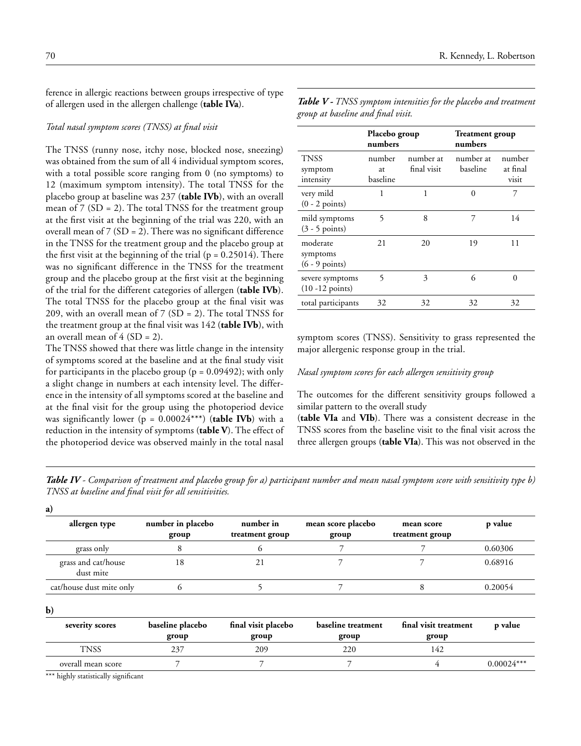ference in allergic reactions between groups irrespective of type of allergen used in the allergen challenge (**table IVa**).

*Total nasal symptom scores (TNSS) at final visit*

The TNSS (runny nose, itchy nose, blocked nose, sneezing) was obtained from the sum of all 4 individual symptom scores, with a total possible score ranging from 0 (no symptoms) to 12 (maximum symptom intensity). The total TNSS for the placebo group at baseline was 237 (**table IVb**), with an overall mean of 7 (SD = 2). The total TNSS for the treatment group at the first visit at the beginning of the trial was 220, with an overall mean of 7 (SD = 2). There was no significant difference in the TNSS for the treatment group and the placebo group at the first visit at the beginning of the trial (p = 0.25014). There was no significant difference in the TNSS for the treatment group and the placebo group at the first visit at the beginning of the trial for the different categories of allergen (**table IVb**). The total TNSS for the placebo group at the final visit was 209, with an overall mean of 7 (SD = 2). The total TNSS for the treatment group at the final visit was 142 (**table IVb**), with an overall mean of 4 (SD = 2).

The TNSS showed that there was little change in the intensity of symptoms scored at the baseline and at the final study visit for participants in the placebo group (p = 0.09492); with only a slight change in numbers at each intensity level. The difference in the intensity of all symptoms scored at the baseline and at the final visit for the group using the photoperiod device was significantly lower (p = 0.00024***) (**table IVb**) with a reduction in the intensity of symptoms (**table V**). The effect of the photoperiod device was observed mainly in the total nasal symptom scores (TNSS). Sensitivity to grass represented the major allergenic response group in the trial.

*Nasal symptom scores for each allergen sensitivity group*

The outcomes for the different sensitivity groups followed a similar pattern to the overall study (**table VIa** and **VIb**). There was a consistent decrease in the TNSS scores from the baseline visit to the final visit across the three allergen groups (**table VIa**). This was not observed in the

***Table V*** *- TNSS symptom intensities for the placebo and treatment group at baseline and final visit.*

| | **Placebo group numbers** | | **Treatment group numbers** | |
|---|---|---|---|---|
| TNSS symptom intensity | number at baseline | number at final visit | number at baseline | number at final visit |
| very mild (0 - 2 points) | 1 | 1 | 0 | 7 |
| mild symptoms (3 - 5 points) | 5 | 8 | 7 | 14 |
| moderate symptoms (6 - 9 points) | 21 | 20 | 19 | 11 |
| severe symptoms (10 -12 points) | 5 | 3 | 6 | 0 |
| total participants | 32 | 32 | 32 | 32 |

***Table IV*** *- Comparison of treatment and placebo group for a) participant number and mean nasal symptom score with sensitivity type b) TNSS at baseline and final visit for all sensitivities.*

**a)**

| allergen type | number in placebo group | number in treatment group | mean score placebo group | mean score treatment group | p value |
|---|---|---|---|---|---|
| grass only | 8 | 6 | 7 | 7 | 0.60306 |
| grass and cat/house dust mite | 18 | 21 | 7 | 7 | 0.68916 |
| cat/house dust mite only | 6 | 5 | 7 | 8 | 0.20054 |

**b)**

| severity scores | baseline placebo group | final visit placebo group | baseline treatment group | final visit treatment group | p value |
|---|---|---|---|---|---|
| TNSS | 237 | 209 | 220 | 142 | |
| overall mean score | 7 | 7 | 7 | 4 | 0.00024*** |

*** highly statistically significant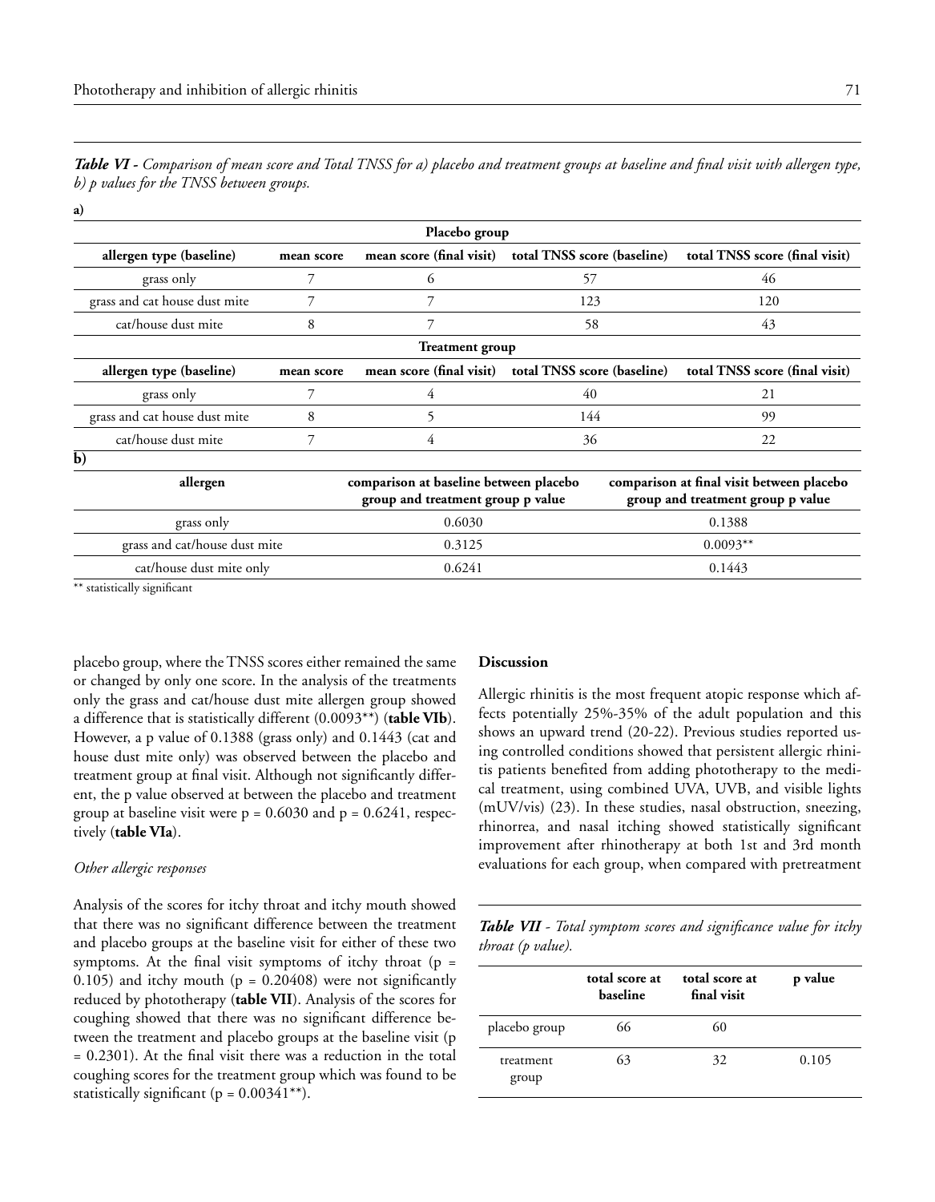***Table VI** - Comparison of mean score and Total TNSS for a) placebo and treatment groups at baseline and final visit with allergen type, b) p values for the TNSS between groups.*

**a)**

| Placebo group | | | | |
|---|---|---|---|---|
| **allergen type (baseline)** | **mean score** | **mean score (final visit)** | **total TNSS score (baseline)** | **total TNSS score (final visit)** |
| grass only | 7 | 6 | 57 | 46 |
| grass and cat house dust mite | 7 | 7 | 123 | 120 |
| cat/house dust mite | 8 | 7 | 58 | 43 |
| **Treatment group** | | | | |
| **allergen type (baseline)** | **mean score** | **mean score (final visit)** | **total TNSS score (baseline)** | **total TNSS score (final visit)** |
| grass only | 7 | 4 | 40 | 21 |
| grass and cat house dust mite | 8 | 5 | 144 | 99 |
| cat/house dust mite | 7 | 4 | 36 | 22 |

**b)**

| allergen | comparison at baseline between placebo group and treatment group p value | comparison at final visit between placebo group and treatment group p value |
|---|---|---|
| grass only | 0.6030 | 0.1388 |
| grass and cat/house dust mite | 0.3125 | 0.0093** |
| cat/house dust mite only | 0.6241 | 0.1443 |

** statistically significant

placebo group, where the TNSS scores either remained the same or changed by only one score. In the analysis of the treatments only the grass and cat/house dust mite allergen group showed a difference that is statistically different (0.0093**) (**table VIb**). However, a p value of 0.1388 (grass only) and 0.1443 (cat and house dust mite only) was observed between the placebo and treatment group at final visit. Although not significantly different, the p value observed at between the placebo and treatment group at baseline visit were $p = 0.6030$ and $p = 0.6241$, respectively (**table VIa**).

*Other allergic responses*

Analysis of the scores for itchy throat and itchy mouth showed that there was no significant difference between the treatment and placebo groups at the baseline visit for either of these two symptoms. At the final visit symptoms of itchy throat ($p = 0.105$) and itchy mouth ($p = 0.20408$) were not significantly reduced by phototherapy (**table VII**). Analysis of the scores for coughing showed that there was no significant difference between the treatment and placebo groups at the baseline visit ($p = 0.2301$). At the final visit there was a reduction in the total coughing scores for the treatment group which was found to be statistically significant ($p = 0.00341$**).

## Discussion

Allergic rhinitis is the most frequent atopic response which affects potentially 25%-35% of the adult population and this shows an upward trend (20-22). Previous studies reported using controlled conditions showed that persistent allergic rhinitis patients benefited from adding phototherapy to the medical treatment, using combined UVA, UVB, and visible lights (mUV/vis) (23). In these studies, nasal obstruction, sneezing, rhinorrea, and nasal itching showed statistically significant improvement after rhinotherapy at both 1st and 3rd month evaluations for each group, when compared with pretreatment

***Table VII** - Total symptom scores and significance value for itchy throat (p value).*

| | total score at baseline | total score at final visit | p value |
|---|---|---|---|
| placebo group | 66 | 60 | |
| treatment group | 63 | 32 | 0.105 |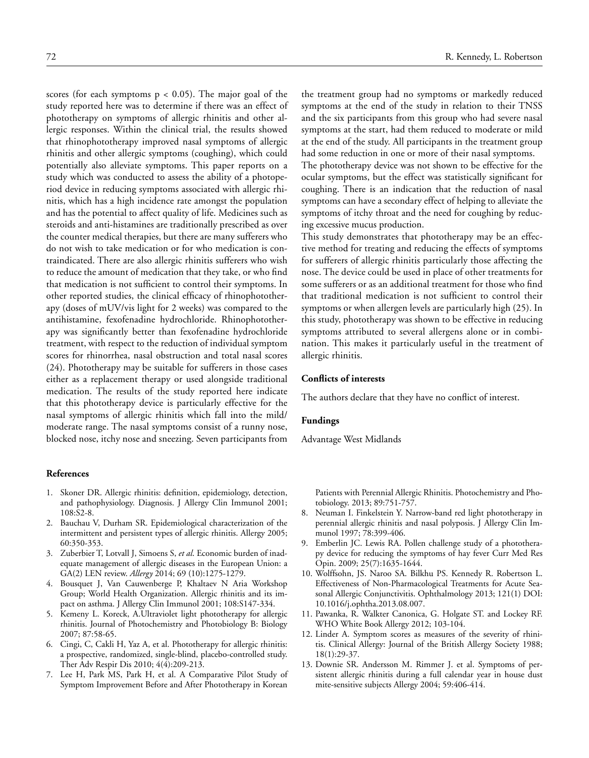scores (for each symptoms $p < 0.05$). The major goal of the study reported here was to determine if there was an effect of phototherapy on symptoms of allergic rhinitis and other allergic responses. Within the clinical trial, the results showed that rhinophototherapy improved nasal symptoms of allergic rhinitis and other allergic symptoms (coughing), which could potentially also alleviate symptoms. This paper reports on a study which was conducted to assess the ability of a photoperiod device in reducing symptoms associated with allergic rhinitis, which has a high incidence rate amongst the population and has the potential to affect quality of life. Medicines such as steroids and anti-histamines are traditionally prescribed as over the counter medical therapies, but there are many sufferers who do not wish to take medication or for who medication is contraindicated. There are also allergic rhinitis sufferers who wish to reduce the amount of medication that they take, or who find that medication is not sufficient to control their symptoms. In other reported studies, the clinical efficacy of rhinophototherapy (doses of mUV/vis light for 2 weeks) was compared to the antihistamine, fexofenadine hydrochloride. Rhinophototherapy was significantly better than fexofenadine hydrochloride treatment, with respect to the reduction of individual symptom scores for rhinorrhea, nasal obstruction and total nasal scores (24). Phototherapy may be suitable for sufferers in those cases either as a replacement therapy or used alongside traditional medication. The results of the study reported here indicate that this phototherapy device is particularly effective for the nasal symptoms of allergic rhinitis which fall into the mild/moderate range. The nasal symptoms consist of a runny nose, blocked nose, itchy nose and sneezing. Seven participants from the treatment group had no symptoms or markedly reduced symptoms at the end of the study in relation to their TNSS and the six participants from this group who had severe nasal symptoms at the start, had them reduced to moderate or mild at the end of the study. All participants in the treatment group had some reduction in one or more of their nasal symptoms.

The phototherapy device was not shown to be effective for the ocular symptoms, but the effect was statistically significant for coughing. There is an indication that the reduction of nasal symptoms can have a secondary effect of helping to alleviate the symptoms of itchy throat and the need for coughing by reducing excessive mucus production.

This study demonstrates that phototherapy may be an effective method for treating and reducing the effects of symptoms for sufferers of allergic rhinitis particularly those affecting the nose. The device could be used in place of other treatments for some sufferers or as an additional treatment for those who find that traditional medication is not sufficient to control their symptoms or when allergen levels are particularly high (25). In this study, phototherapy was shown to be effective in reducing symptoms attributed to several allergens alone or in combination. This makes it particularly useful in the treatment of allergic rhinitis.

### Conflicts of interests

The authors declare that they have no conflict of interest.

### Fundings

Advantage West Midlands

### References

1. Skoner DR. Allergic rhinitis: definition, epidemiology, detection, and pathophysiology. Diagnosis. J Allergy Clin Immunol 2001; 108:S2-8.
2. Bauchau V, Durham SR. Epidemiological characterization of the intermittent and persistent types of allergic rhinitis. Allergy 2005; 60:350-353.
3. Zuberbier T, Lotvall J, Simoens S, *et al*. Economic burden of inadequate management of allergic diseases in the European Union: a GA(2) LEN review. *Allergy* 2014; 69 (10):1275-1279.
4. Bousquet J, Van Cauwenberge P, Khaltaev N Aria Workshop Group; World Health Organization. Allergic rhinitis and its impact on asthma. J Allergy Clin Immunol 2001; 108:S147-334.
5. Kemeny L. Koreck, A.Ultraviolet light phototherapy for allergic rhinitis. Journal of Photochemistry and Photobiology B: Biology 2007; 87:58-65.
6. Cingi, C, Cakli H, Yaz A, et al. Phototherapy for allergic rhinitis: a prospective, randomized, single-blind, placebo-controlled study. Ther Adv Respir Dis 2010; 4(4):209-213.
7. Lee H, Park MS, Park H, et al. A Comparative Pilot Study of Symptom Improvement Before and After Phototherapy in Korean Patients with Perennial Allergic Rhinitis. Photochemistry and Photobiology. 2013; 89:751-757.
8. Neuman I. Finkelstein Y. Narrow-band red light phototherapy in perennial allergic rhinitis and nasal polyposis. J Allergy Clin Immunol 1997; 78:399-406.
9. Emberlin JC. Lewis RA. Pollen challenge study of a phototherapy device for reducing the symptoms of hay fever Curr Med Res Opin. 2009; 25(7):1635-1644.
10. Wolffsohn, JS. Naroo SA. Bilkhu PS. Kennedy R. Robertson L. Effectiveness of Non-Pharmacological Treatments for Acute Seasonal Allergic Conjunctivitis. Ophthalmology 2013; 121(1) DOI: 10.1016/j.ophtha.2013.08.007.
11. Pawanka, R. Walkter Canonica, G. Holgate ST. and Lockey RF. WHO White Book Allergy 2012; 103-104.
12. Linder A. Symptom scores as measures of the severity of rhinitis. Clinical Allergy: Journal of the British Allergy Society 1988; 18(1):29-37.
13. Downie SR. Andersson M. Rimmer J. et al. Symptoms of persistent allergic rhinitis during a full calendar year in house dust mite-sensitive subjects Allergy 2004; 59:406-414.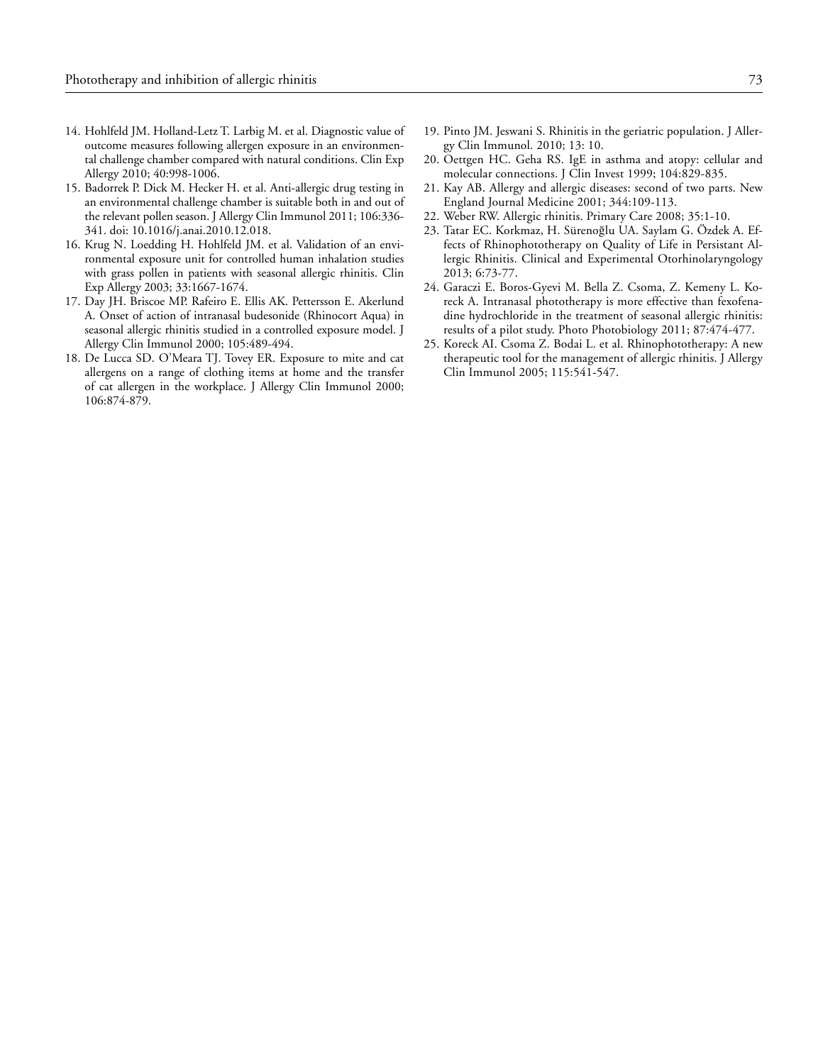14. Hohlfeld JM. Holland-Letz T. Larbig M. et al. Diagnostic value of outcome measures following allergen exposure in an environmental challenge chamber compared with natural conditions. Clin Exp Allergy 2010; 40:998-1006.
15. Badorrek P. Dick M. Hecker H. et al. Anti-allergic drug testing in an environmental challenge chamber is suitable both in and out of the relevant pollen season. J Allergy Clin Immunol 2011; 106:336-341. doi: 10.1016/j.anai.2010.12.018.
16. Krug N. Loedding H. Hohlfeld JM. et al. Validation of an environmental exposure unit for controlled human inhalation studies with grass pollen in patients with seasonal allergic rhinitis. Clin Exp Allergy 2003; 33:1667-1674.
17. Day JH. Briscoe MP. Rafeiro E. Ellis AK. Pettersson E. Akerlund A. Onset of action of intranasal budesonide (Rhinocort Aqua) in seasonal allergic rhinitis studied in a controlled exposure model. J Allergy Clin Immunol 2000; 105:489-494.
18. De Lucca SD. O'Meara TJ. Tovey ER. Exposure to mite and cat allergens on a range of clothing items at home and the transfer of cat allergen in the workplace. J Allergy Clin Immunol 2000; 106:874-879.
19. Pinto JM. Jeswani S. Rhinitis in the geriatric population. J Allergy Clin Immunol. 2010; 13: 10.
20. Oettgen HC. Geha RS. IgE in asthma and atopy: cellular and molecular connections. J Clin Invest 1999; 104:829-835.
21. Kay AB. Allergy and allergic diseases: second of two parts. New England Journal Medicine 2001; 344:109-113.
22. Weber RW. Allergic rhinitis. Primary Care 2008; 35:1-10.
23. Tatar EC. Korkmaz, H. Sürenoğlu UA. Saylam G. Özdek A. Effects of Rhinophototherapy on Quality of Life in Persistant Allergic Rhinitis. Clinical and Experimental Otorhinolaryngology 2013; 6:73-77.
24. Garaczi E. Boros-Gyevi M. Bella Z. Csoma, Z. Kemeny L. Koreck A. Intranasal phototherapy is more effective than fexofenadine hydrochloride in the treatment of seasonal allergic rhinitis: results of a pilot study. Photo Photobiology 2011; 87:474-477.
25. Koreck AI. Csoma Z. Bodai L. et al. Rhinophototherapy: A new therapeutic tool for the management of allergic rhinitis. J Allergy Clin Immunol 2005; 115:541-547.